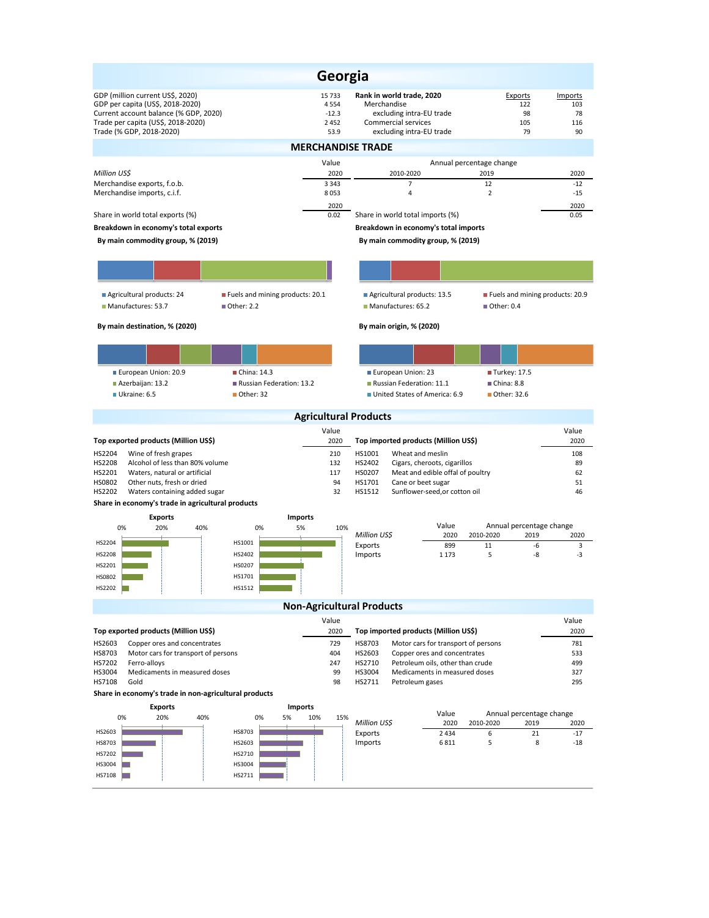# Georgia

| | | Rank in world trade, 2020 | Exports | Imports |
|---|---|---|---|---|
| GDP (million current US$, 2020) | 15 733 | Merchandise | 122 | 103 |
| GDP per capita (US$, 2018-2020) | 4 554 | excluding intra-EU trade | 98 | 78 |
| Current account balance (% GDP, 2020) | -12.3 | Commercial services | 105 | 116 |
| Trade per capita (US$, 2018-2020) | 2 452 | excluding intra-EU trade | 79 | 90 |
| Trade (% GDP, 2018-2020) | 53.9 | | | |

## MERCHANDISE TRADE

| *Million US$* | Value 2020 | Annual percentage change 2010-2020 | 2019 | 2020 |
|---|---|---|---|---|
| Merchandise exports, f.o.b. | 3 343 | 7 | 12 | -12 |
| Merchandise imports, c.i.f. | 8 053 | 4 | 2 | -15 |

| | 2020 | | 2020 |
|---|---|---|---|
| Share in world total exports (%) | 0.02 | Share in world total imports (%) | 0.05 |

**Breakdown in economy's total exports**

**By main commodity group, % (2019)**

- Agricultural products: 24
- Fuels and mining products: 20.1
- Manufactures: 53.7
- Other: 2.2

**By main destination, % (2020)**

- European Union: 20.9
- China: 14.3
- Azerbaijan: 13.2
- Russian Federation: 13.2
- Ukraine: 6.5
- Other: 32

**Breakdown in economy's total imports**

**By main commodity group, % (2019)**

- Agricultural products: 13.5
- Fuels and mining products: 20.9
- Manufactures: 65.2
- Other: 0.4

**By main origin, % (2020)**

- European Union: 23
- Turkey: 17.5
- Russian Federation: 11.1
- China: 8.8
- United States of America: 6.9
- Other: 32.6

## Agricultural Products

| Top exported products (Million US$) | | Value 2020 |
|---|---|---|
| HS2204 | Wine of fresh grapes | 210 |
| HS2208 | Alcohol of less than 80% volume | 132 |
| HS2201 | Waters, natural or artificial | 117 |
| HS0802 | Other nuts, fresh or dried | 94 |
| HS2202 | Waters containing added sugar | 32 |

| Top imported products (Million US$) | | Value 2020 |
|---|---|---|
| HS1001 | Wheat and meslin | 108 |
| HS2402 | Cigars, cheroots, cigarillos | 89 |
| HS0207 | Meat and edible offal of poultry | 62 |
| HS1701 | Cane or beet sugar | 51 |
| HS1512 | Sunflower-seed,or cotton oil | 46 |

**Share in economy's trade in agricultural products**

| *Million US$* | Value 2020 | Annual percentage change 2010-2020 | 2019 | 2020 |
|---|---|---|---|---|
| Exports | 899 | 11 | -6 | 3 |
| Imports | 1 173 | 5 | -8 | -3 |

## Non-Agricultural Products

| Top exported products (Million US$) | | Value 2020 |
|---|---|---|
| HS2603 | Copper ores and concentrates | 729 |
| HS8703 | Motor cars for transport of persons | 404 |
| HS7202 | Ferro-alloys | 247 |
| HS3004 | Medicaments in measured doses | 99 |
| HS7108 | Gold | 98 |

| Top imported products (Million US$) | | Value 2020 |
|---|---|---|
| HS8703 | Motor cars for transport of persons | 781 |
| HS2603 | Copper ores and concentrates | 533 |
| HS2710 | Petroleum oils, other than crude | 499 |
| HS3004 | Medicaments in measured doses | 327 |
| HS2711 | Petroleum gases | 295 |

**Share in economy's trade in non-agricultural products**

| *Million US$* | Value 2020 | Annual percentage change 2010-2020 | 2019 | 2020 |
|---|---|---|---|---|
| Exports | 2 434 | 6 | 21 | -17 |
| Imports | 6 811 | 5 | 8 | -18 |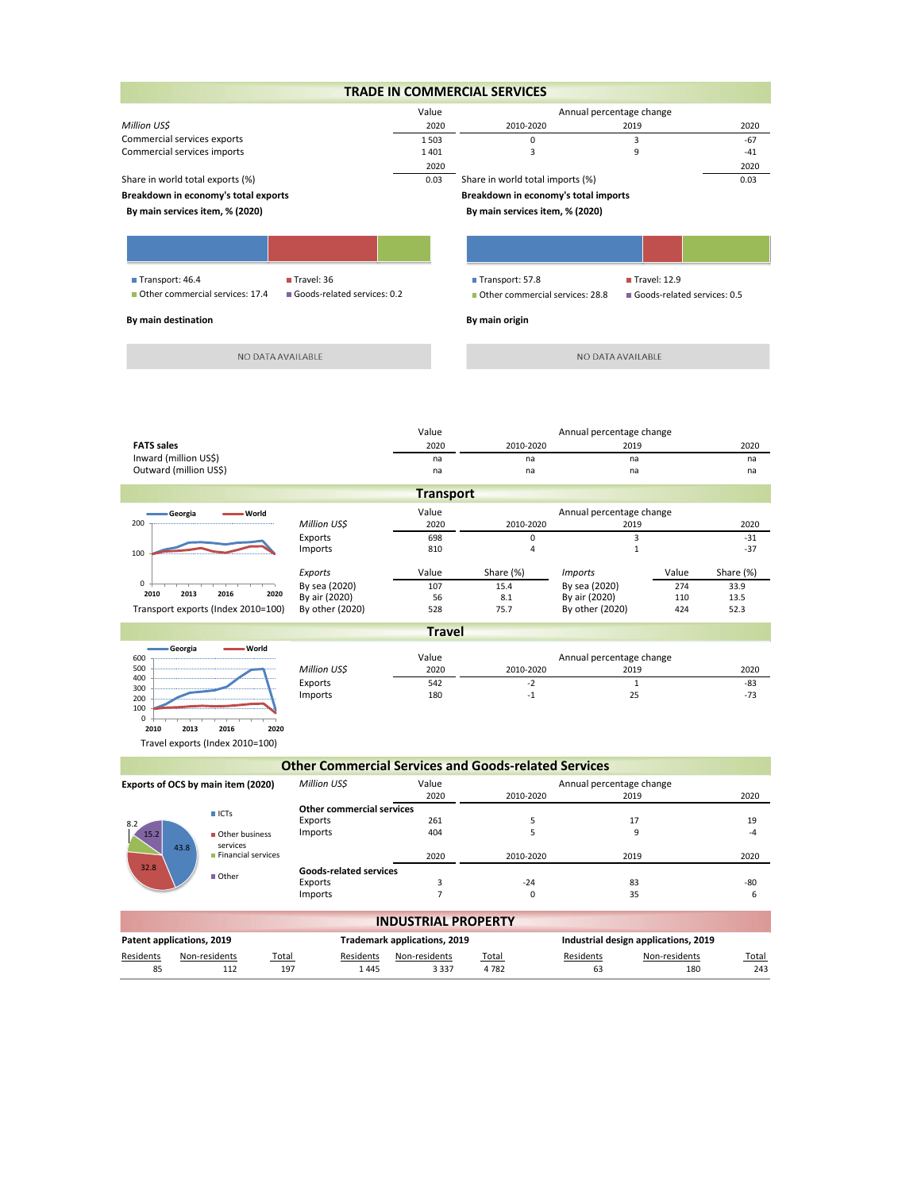## TRADE IN COMMERCIAL SERVICES

| Million US$ | Value 2020 | Annual percentage change 2010-2020 | 2019 | 2020 |
|---|---|---|---|---|
| Commercial services exports | 1 503 | 0 | 3 | -67 |
| Commercial services imports | 1 401 | 3 | 9 | -41 |

| | 2020 | | 2020 |
|---|---|---|---|
| Share in world total exports (%) | 0.03 | Share in world total imports (%) | 0.03 |

**Breakdown in economy's total exports**

By main services item, % (2020)

Transport: 46.4
Travel: 36
Other commercial services: 17.4
Goods-related services: 0.2

**Breakdown in economy's total imports**

By main services item, % (2020)

Transport: 57.8
Travel: 12.9
Other commercial services: 28.8
Goods-related services: 0.5

**By main destination**

NO DATA AVAILABLE

**By main origin**

NO DATA AVAILABLE

| **FATS sales** | Value 2020 | Annual percentage change 2010-2020 | 2019 | 2020 |
|---|---|---|---|---|
| Inward (million US$) | na | na | na | na |
| Outward (million US$) | na | na | na | na |

## Transport

Georgia
World
200
100
0
2010 2013 2016 2020
Transport exports (Index 2010=100)

| *Million US$* | Value 2020 | Annual percentage change 2010-2020 | 2019 | 2020 |
|---|---|---|---|---|
| Exports | 698 | 0 | 3 | -31 |
| Imports | 810 | 4 | 1 | -37 |

| *Exports* | Value | Share (%) | *Imports* | Value | Share (%) |
|---|---|---|---|---|---|
| By sea (2020) | 107 | 15.4 | By sea (2020) | 274 | 33.9 |
| By air (2020) | 56 | 8.1 | By air (2020) | 110 | 13.5 |
| By other (2020) | 528 | 75.7 | By other (2020) | 424 | 52.3 |

## Travel

Georgia
World
600
500
400
300
200
100
0
2010 2013 2016 2020
Travel exports (Index 2010=100)

| *Million US$* | Value 2020 | Annual percentage change 2010-2020 | 2019 | 2020 |
|---|---|---|---|---|
| Exports | 542 | -2 | 1 | -83 |
| Imports | 180 | -1 | 25 | -73 |

## Other Commercial Services and Goods-related Services

**Exports of OCS by main item (2020)**

ICTs
Other business services
Financial services
Other
43.8
32.8
15.2
8.2

| *Million US$* | Value 2020 | Annual percentage change 2010-2020 | 2019 | 2020 |
|---|---|---|---|---|
| **Other commercial services** | | | | |
| Exports | 261 | 5 | 17 | 19 |
| Imports | 404 | 5 | 9 | -4 |

| | 2020 | 2010-2020 | 2019 | 2020 |
|---|---|---|---|---|
| **Goods-related services** | | | | |
| Exports | 3 | -24 | 83 | -80 |
| Imports | 7 | 0 | 35 | 6 |

## INDUSTRIAL PROPERTY

| Patent applications, 2019 | | | Trademark applications, 2019 | | | Industrial design applications, 2019 | | |
|---|---|---|---|---|---|---|---|---|
| Residents | Non-residents | Total | Residents | Non-residents | Total | Residents | Non-residents | Total |
| 85 | 112 | 197 | 1 445 | 3 337 | 4 782 | 63 | 180 | 243 |